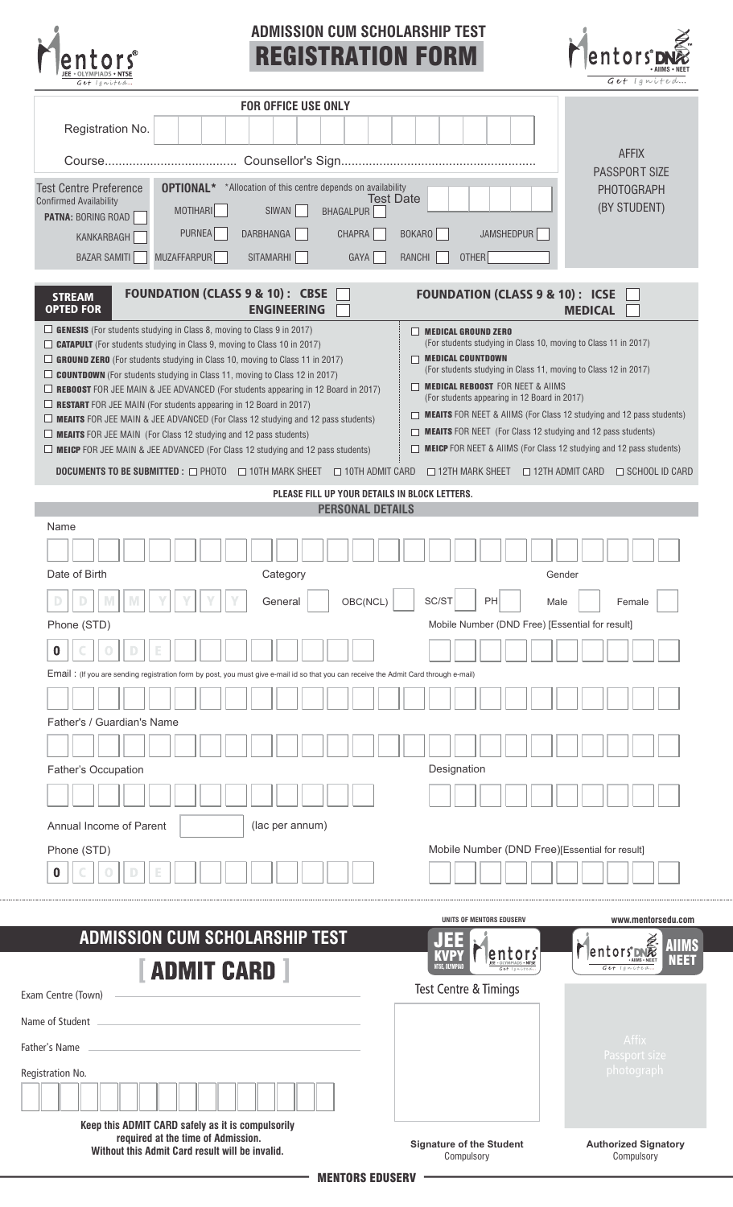# ADMISSION CUM SCHOLARSHIP TEST

## REGISTRATION FORM

Mentors® JEE • OLYMPIADS • NTSE *Get Ignited...*

Mentors® DNA • AIIMS • NEET *Get Ignited...*

**FOR OFFICE USE ONLY**

Registration No. [ ]

Course...................................... Counsellor's Sign.......................................................

AFFIX PASSPORT SIZE PHOTOGRAPH (BY STUDENT)

Test Centre Preference — Confirmed Availability — **PATNA:** BORING ROAD ☐ KANKARBAGH ☐ BAZAR SAMITI ☐

**OPTIONAL*** *Allocation of this centre depends on availability

MOTIHARI ☐ SIWAN ☐ BHAGALPUR ☐ PURNEA ☐ DARBHANGA ☐ CHAPRA ☐ BOKARO ☐ JAMSHEDPUR ☐ MUZAFFARPUR ☐ SITAMARHI ☐ GAYA ☐ RANCHI ☐ OTHER ☐

Test Date [ ]

**STREAM OPTED FOR**

**FOUNDATION (CLASS 9 & 10) : CBSE** ☐ **FOUNDATION (CLASS 9 & 10) : ICSE** ☐

**ENGINEERING** ☐ **MEDICAL** ☐

- ☐ **GENESIS** (For students studying in Class 8, moving to Class 9 in 2017)
- ☐ **CATAPULT** (For students studying in Class 9, moving to Class 10 in 2017)
- ☐ **GROUND ZERO** (For students studying in Class 10, moving to Class 11 in 2017)
- ☐ **COUNTDOWN** (For students studying in Class 11, moving to Class 12 in 2017)
- ☐ **REBOOST** FOR JEE MAIN & JEE ADVANCED (For students appearing in 12 Board in 2017)
- ☐ **RESTART** FOR JEE MAIN (For students appearing in 12 Board in 2017)
- ☐ **MEAITS** FOR JEE MAIN & JEE ADVANCED (For Class 12 studying and 12 pass students)
- ☐ **MEAITS** FOR JEE MAIN (For Class 12 studying and 12 pass students)
- ☐ **MEICP** FOR JEE MAIN & JEE ADVANCED (For Class 12 studying and 12 pass students)

- ☐ **MEDICAL GROUND ZERO** (For students studying in Class 10, moving to Class 11 in 2017)
- ☐ **MEDICAL COUNTDOWN** (For students studying in Class 11, moving to Class 12 in 2017)
- ☐ **MEDICAL REBOOST** FOR NEET & AIIMS (For students appearing in 12 Board in 2017)
- ☐ **MEAITS** FOR NEET & AIIMS (For Class 12 studying and 12 pass students)
- ☐ **MEAITS** FOR NEET (For Class 12 studying and 12 pass students)
- ☐ **MEICP** FOR NEET & AIIMS (For Class 12 studying and 12 pass students)

**DOCUMENTS TO BE SUBMITTED :** ☐ PHOTO ☐ 10TH MARK SHEET ☐ 10TH ADMIT CARD ☐ 12TH MARK SHEET ☐ 12TH ADMIT CARD ☐ SCHOOL ID CARD

**PLEASE FILL UP YOUR DETAILS IN BLOCK LETTERS.**

### PERSONAL DETAILS

Name [ ]

Date of Birth [D D M M Y Y Y Y]  Category: General ☐ OBC(NCL) ☐ SC/ST ☐ PH ☐  Gender: Male ☐ Female ☐

Phone (STD) [0 C O D E ]  Mobile Number (DND Free) [Essential for result] [ ]

Email : (If you are sending registration form by post, you must give e-mail id so that you can receive the Admit Card through e-mail) [ ]

Father's / Guardian's Name [ ]

Father's Occupation [ ]  Designation [ ]

Annual Income of Parent [ ] (lac per annum)

Phone (STD) [0 C O D E ]  Mobile Number (DND Free)[Essential for result] [ ]

---

UNITS OF MENTORS EDUSERV — www.mentorsedu.com

JEE KVPY NTSE, OLYMPIAD — Mentors — Mentors DNA AIIMS NEET

## ADMISSION CUM SCHOLARSHIP TEST

## [ ADMIT CARD ]

Exam Centre (Town) ____________________

Name of Student ____________________

Father's Name ____________________

Registration No. [ ]

Test Centre & Timings

Affix Passport size photograph

**Keep this ADMIT CARD safely as it is compulsorily required at the time of Admission. Without this Admit Card result will be invalid.**

**Signature of the Student** Compulsory

**Authorized Signatory** Compulsory

**MENTORS EDUSERV**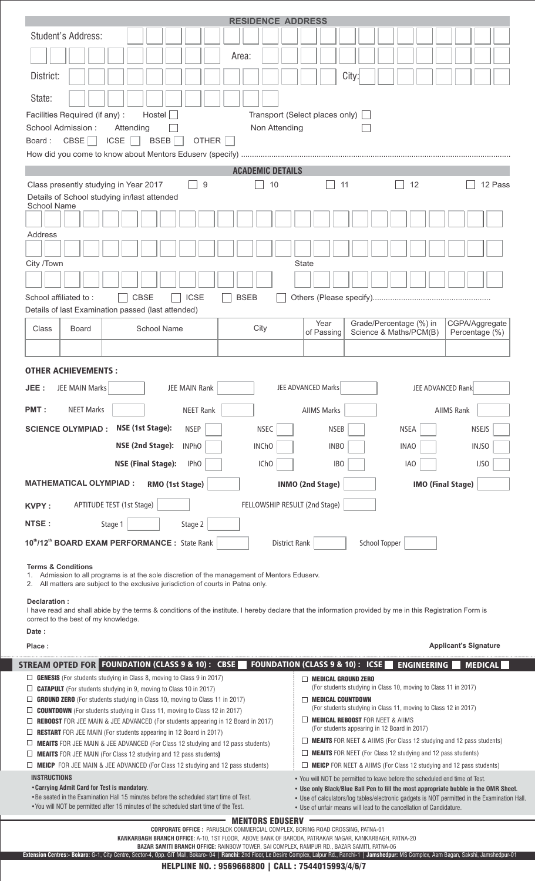## RESIDENCE ADDRESS

Student's Address:

Area:

District: City:

State:

Facilities Required (if any) : Hostel ☐ Transport (Select places only) ☐

School Admission : Attending ☐ Non Attending ☐

Board : CBSE ☐ ICSE ☐ BSEB ☐ OTHER ☐

How did you come to know about Mentors Eduserv (specify) ..........................................................................................................

## ACADEMIC DETAILS

Class presently studying in Year 2017 ☐ 9 ☐ 10 ☐ 11 ☐ 12 ☐ 12 Pass

Details of School studying in/last attended

School Name

Address

City /Town State

School affiliated to : ☐ CBSE ☐ ICSE ☐ BSEB ☐ Others (Please specify).....................................................

Details of last Examination passed (last attended)

| Class | Board | School Name | City | Year of Passing | Grade/Percentage (%) in Science & Maths/PCM(B) | CGPA/Aggregate Percentage (%) |
|---|---|---|---|---|---|---|
| | | | | | | |

## OTHER ACHIEVEMENTS :

**JEE :** JEE MAIN Marks ____ JEE MAIN Rank ____ JEE ADVANCED Marks ____ JEE ADVANCED Rank ____

**PMT :** NEET Marks ____ NEET Rank ____ AIIMS Marks ____ AIIMS Rank ____

**SCIENCE OLYMPIAD :**

- **NSE (1st Stage):** NSEP ____ NSEC ____ NSEB ____ NSEA ____ NSEJS ____
- **NSE (2nd Stage):** INPhO ____ INChO ____ INBO ____ INAO ____ INJSO ____
- **NSE (Final Stage):** IPhO ____ IChO ____ IBO ____ IAO ____ IJSO ____

**MATHEMATICAL OLYMPIAD :** RMO (1st Stage) ____ INMO (2nd Stage) ____ IMO (Final Stage) ____

**KVPY :** APTITUDE TEST (1st Stage) ____ FELLOWSHIP RESULT (2nd Stage) ____

**NTSE :** Stage 1 ____ Stage 2 ____

**10th/12th BOARD EXAM PERFORMANCE :** State Rank ____ District Rank ____ School Topper ____

**Terms & Conditions**

1. Admission to all programs is at the sole discretion of the management of Mentors Eduserv.
2. All matters are subject to the exclusive jurisdiction of courts in Patna only.

**Declaration :**

I have read and shall abide by the terms & conditions of the institute. I hereby declare that the information provided by me in this Registration Form is correct to the best of my knowledge.

**Date :**

**Place :** **Applicant's Signature**

## STREAM OPTED FOR FOUNDATION (CLASS 9 & 10) : CBSE ☐ FOUNDATION (CLASS 9 & 10) : ICSE ☐ ENGINEERING ☐ MEDICAL ☐

- ☐ **GENESIS** (For students studying in Class 8, moving to Class 9 in 2017)
- ☐ **CATAPULT** (For students studying in 9, moving to Class 10 in 2017)
- ☐ **GROUND ZERO** (For students studying in Class 10, moving to Class 11 in 2017)
- ☐ **COUNTDOWN** (For students studying in Class 11, moving to Class 12 in 2017)
- ☐ **REBOOST** FOR JEE MAIN & JEE ADVANCED (For students appearing in 12 Board in 2017)
- ☐ **RESTART** FOR JEE MAIN (For students appearing in 12 Board in 2017)
- ☐ **MEAITS** FOR JEE MAIN & JEE ADVANCED (For Class 12 studying and 12 pass students)
- ☐ **MEAITS** FOR JEE MAIN (For Class 12 studying and 12 pass students)
- ☐ **MEICP** FOR JEE MAIN & JEE ADVANCED (For Class 12 studying and 12 pass students)
- ☐ **MEDICAL GROUND ZERO** (For students studying in Class 10, moving to Class 11 in 2017)
- ☐ **MEDICAL COUNTDOWN** (For students studying in Class 11, moving to Class 12 in 2017)
- ☐ **MEDICAL REBOOST** FOR NEET & AIIMS (For students appearing in 12 Board in 2017)
- ☐ **MEAITS** FOR NEET & AIIMS (For Class 12 studying and 12 pass students)
- ☐ **MEAITS** FOR NEET (For Class 12 studying and 12 pass students)
- ☐ **MEICP** FOR NEET & AIIMS (For Class 12 studying and 12 pass students)

**INSTRUCTIONS**

- **Carrying Admit Card for Test is mandatory.**
- Be seated in the Examination Hall 15 minutes before the scheduled start time of Test.
- You will NOT be permitted after 15 minutes of the scheduled start time of the Test.
- You will NOT be permitted to leave before the scheduled end time of Test.
- **Use only Black/Blue Ball Pen to fill the most appropriate bubble in the OMR Sheet.**
- Use of calculators/log tables/electronic gadgets is NOT permitted in the Examination Hall.
- Use of unfair means will lead to the cancellation of Candidature.

## MENTORS EDUSERV

**CORPORATE OFFICE :** PARUSLOK COMMERCIAL COMPLEX, BORING ROAD CROSSING, PATNA-01

**KANKARBAGH BRANCH OFFICE:** A-10, 1ST FLOOR, ABOVE BANK OF BARODA, PATRAKAR NAGAR, KANKARBAGH, PATNA-20

**BAZAR SAMITI BRANCH OFFICE:** RAINBOW TOWER, SAI COMPLEX, RAMPUR RD., BAZAR SAMITI, PATNA-06

**Extension Centres:- Bokaro:** G-1, City Centre, Sector-4, Opp. GIT Mall, Bokaro- 04 | **Ranchi:** 2nd Floor, Le Desire Complex, Lalpur Rd., Ranchi-1 | **Jamshedpur:** MS Complex, Aam Bagan, Sakshi, Jamshedpur-01

**HELPLINE NO. : 9569668800 | CALL : 7544015993/4/6/7**